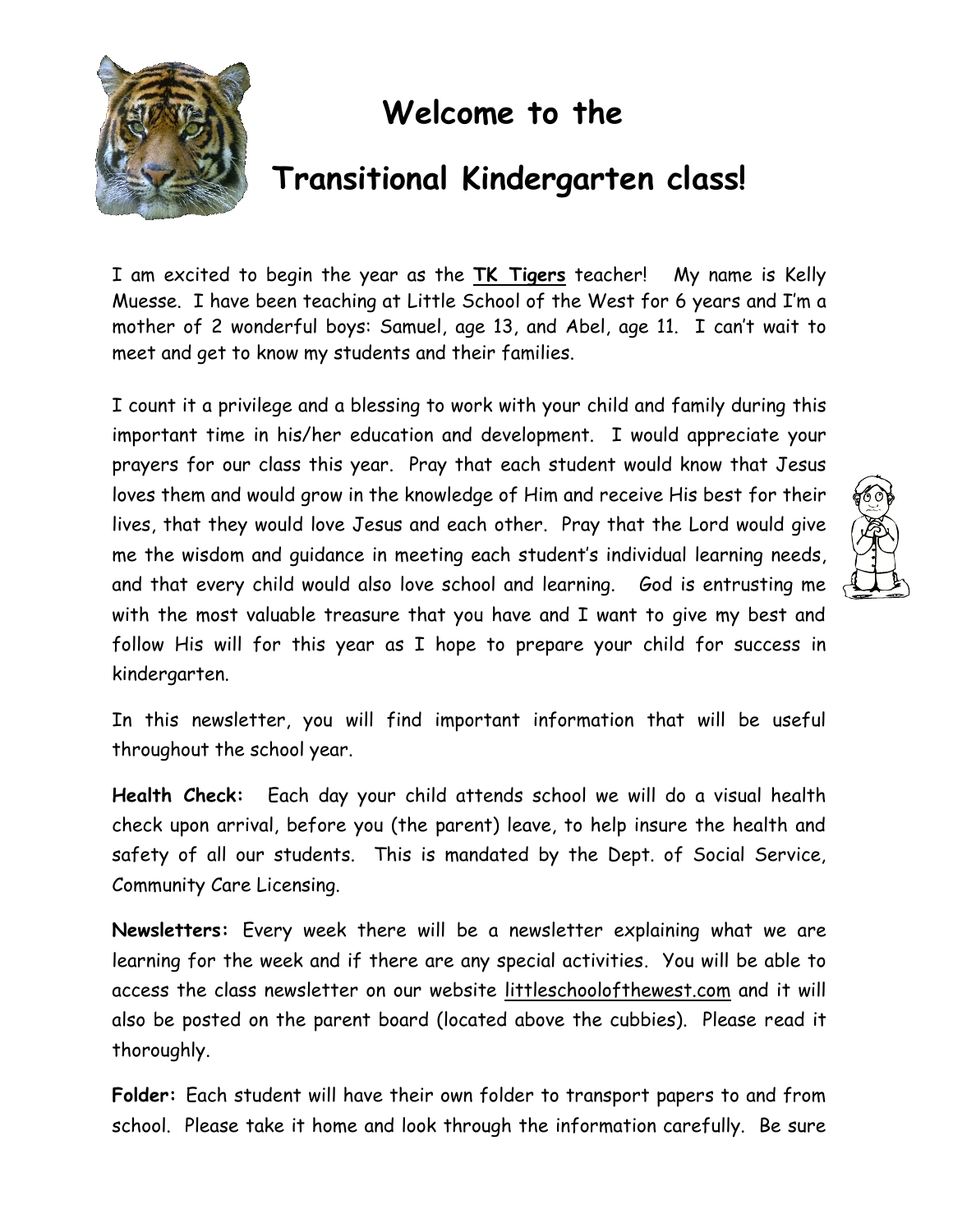# Welcome to the

# Transitional Kindergarten class!

I am excited to begin the year as the **TK Tigers** teacher! My name is Kelly Muesse. I have been teaching at Little School of the West for 6 years and I'm a mother of 2 wonderful boys: Samuel, age 13, and Abel, age 11. I can't wait to meet and get to know my students and their families.

I count it a privilege and a blessing to work with your child and family during this important time in his/her education and development. I would appreciate your prayers for our class this year. Pray that each student would know that Jesus loves them and would grow in the knowledge of Him and receive His best for their lives, that they would love Jesus and each other. Pray that the Lord would give me the wisdom and guidance in meeting each student's individual learning needs, and that every child would also love school and learning. God is entrusting me with the most valuable treasure that you have and I want to give my best and follow His will for this year as I hope to prepare your child for success in kindergarten.

In this newsletter, you will find important information that will be useful throughout the school year.

**Health Check:** Each day your child attends school we will do a visual health check upon arrival, before you (the parent) leave, to help insure the health and safety of all our students. This is mandated by the Dept. of Social Service, Community Care Licensing.

**Newsletters:** Every week there will be a newsletter explaining what we are learning for the week and if there are any special activities. You will be able to access the class newsletter on our website littleschoolofthewest.com and it will also be posted on the parent board (located above the cubbies). Please read it thoroughly.

**Folder:** Each student will have their own folder to transport papers to and from school. Please take it home and look through the information carefully. Be sure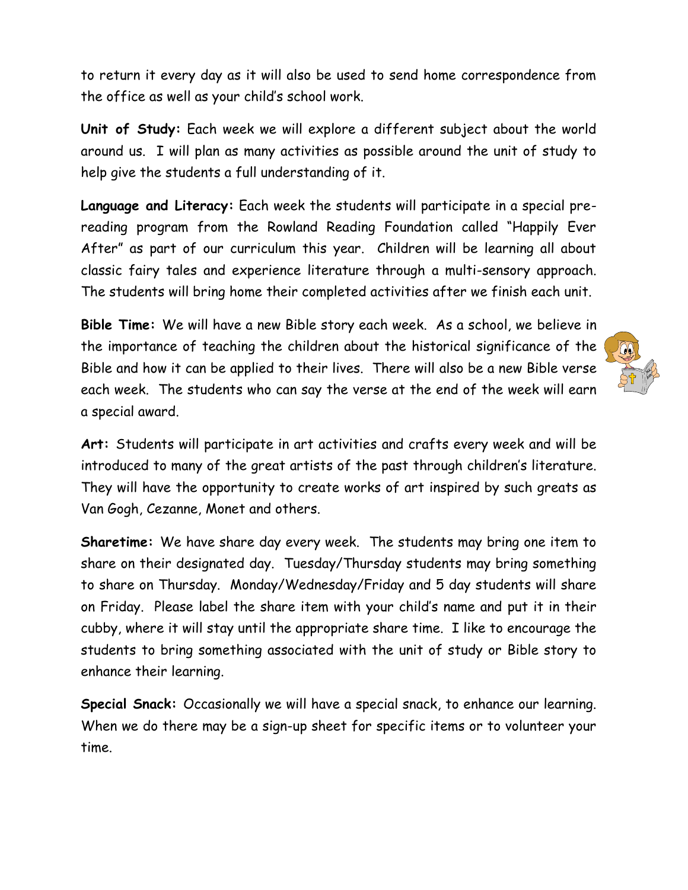to return it every day as it will also be used to send home correspondence from the office as well as your child's school work.

**Unit of Study:** Each week we will explore a different subject about the world around us. I will plan as many activities as possible around the unit of study to help give the students a full understanding of it.

**Language and Literacy:** Each week the students will participate in a special pre-reading program from the Rowland Reading Foundation called "Happily Ever After" as part of our curriculum this year. Children will be learning all about classic fairy tales and experience literature through a multi-sensory approach. The students will bring home their completed activities after we finish each unit.

**Bible Time:** We will have a new Bible story each week. As a school, we believe in the importance of teaching the children about the historical significance of the Bible and how it can be applied to their lives. There will also be a new Bible verse each week. The students who can say the verse at the end of the week will earn a special award.

**Art:** Students will participate in art activities and crafts every week and will be introduced to many of the great artists of the past through children's literature. They will have the opportunity to create works of art inspired by such greats as Van Gogh, Cezanne, Monet and others.

**Sharetime:** We have share day every week. The students may bring one item to share on their designated day. Tuesday/Thursday students may bring something to share on Thursday. Monday/Wednesday/Friday and 5 day students will share on Friday. Please label the share item with your child's name and put it in their cubby, where it will stay until the appropriate share time. I like to encourage the students to bring something associated with the unit of study or Bible story to enhance their learning.

**Special Snack:** Occasionally we will have a special snack, to enhance our learning. When we do there may be a sign-up sheet for specific items or to volunteer your time.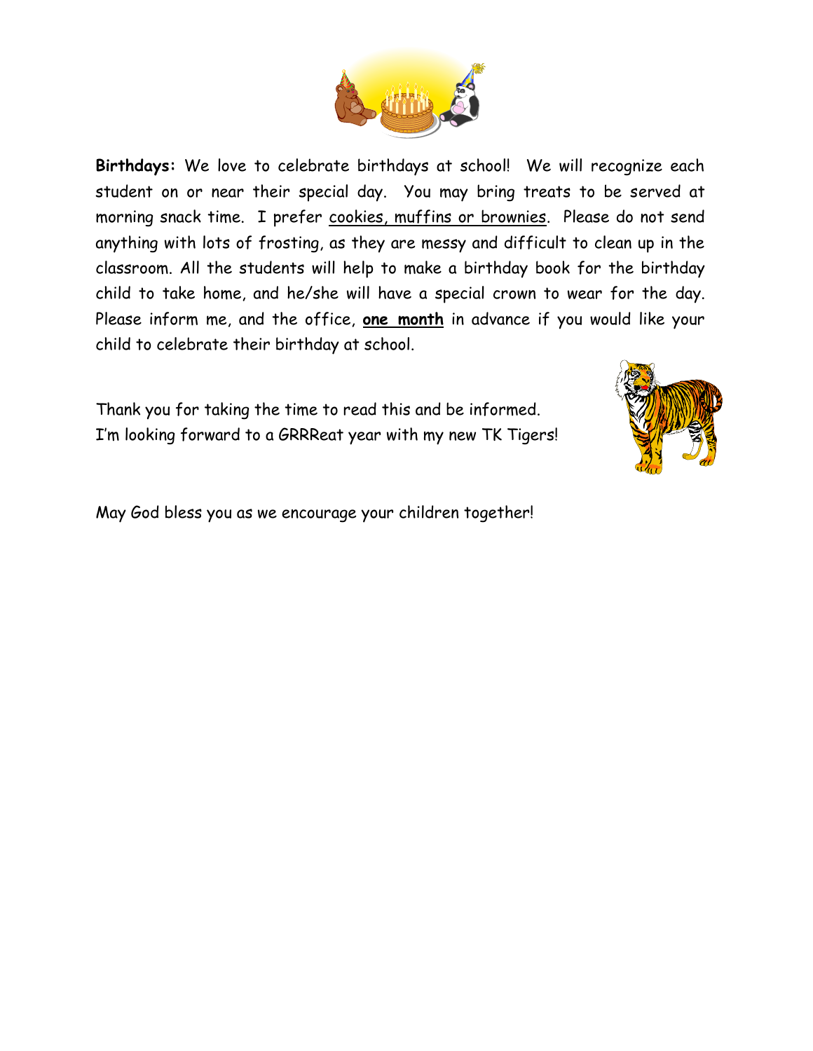**Birthdays:** We love to celebrate birthdays at school! We will recognize each student on or near their special day. You may bring treats to be served at morning snack time. I prefer cookies, muffins or brownies. Please do not send anything with lots of frosting, as they are messy and difficult to clean up in the classroom. All the students will help to make a birthday book for the birthday child to take home, and he/she will have a special crown to wear for the day. Please inform me, and the office, **one month** in advance if you would like your child to celebrate their birthday at school.

Thank you for taking the time to read this and be informed.
I'm looking forward to a GRRReat year with my new TK Tigers!

May God bless you as we encourage your children together!